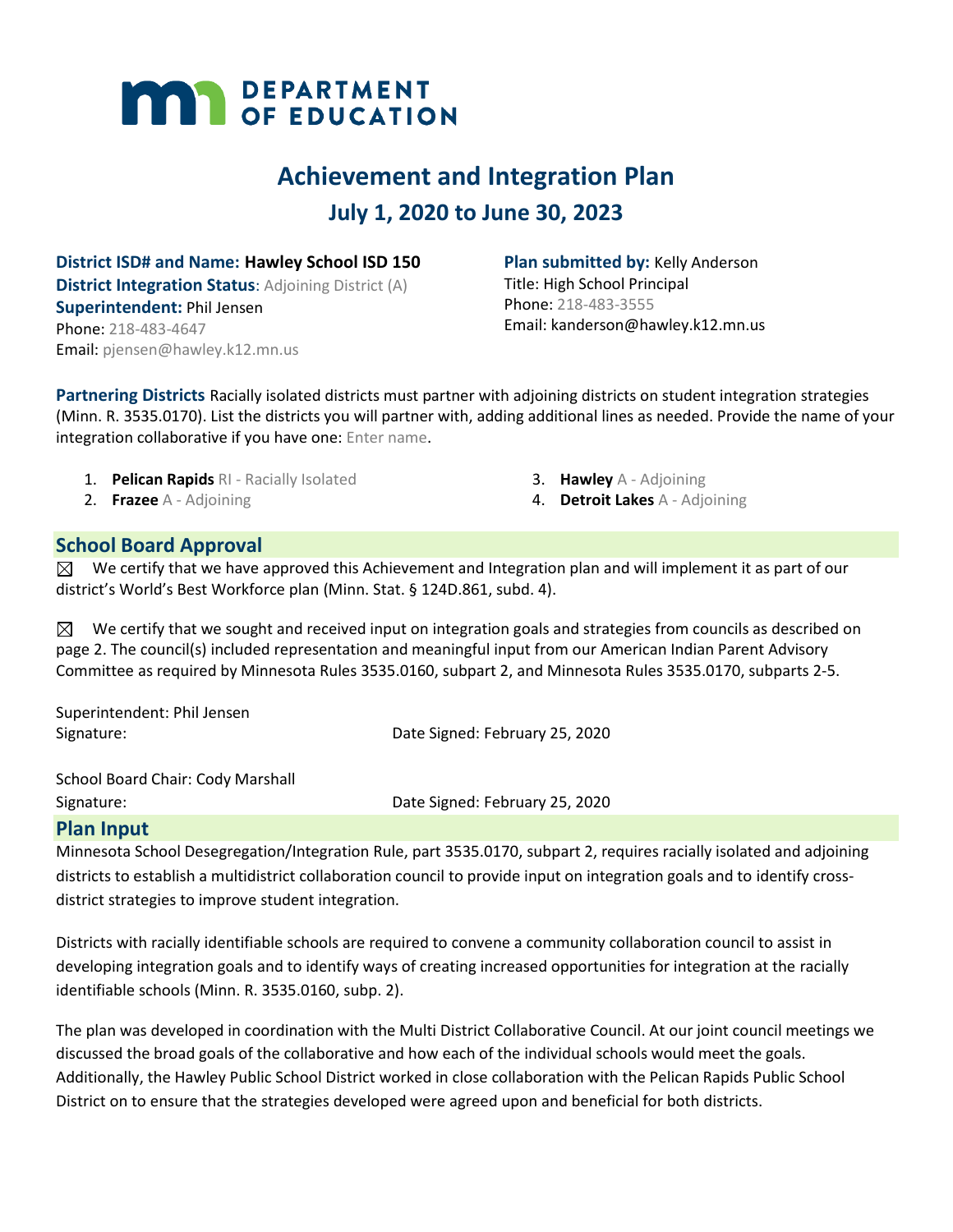MN DEPARTMENT OF EDUCATION

# Achievement and Integration Plan

## July 1, 2020 to June 30, 2023

**District ISD# and Name: Hawley School ISD 150**
**District Integration Status**: Adjoining District (A)
**Superintendent:** Phil Jensen
Phone: 218-483-4647
Email: pjensen@hawley.k12.mn.us

**Plan submitted by:** Kelly Anderson
Title: High School Principal
Phone: 218-483-3555
Email: kanderson@hawley.k12.mn.us

**Partnering Districts** Racially isolated districts must partner with adjoining districts on student integration strategies (Minn. R. 3535.0170). List the districts you will partner with, adding additional lines as needed. Provide the name of your integration collaborative if you have one: Enter name.

1. **Pelican Rapids** RI - Racially Isolated
2. **Frazee** A - Adjoining
3. **Hawley** A - Adjoining
4. **Detroit Lakes** A - Adjoining

## School Board Approval

☒ We certify that we have approved this Achievement and Integration plan and will implement it as part of our district's World's Best Workforce plan (Minn. Stat. § 124D.861, subd. 4).

☒ We certify that we sought and received input on integration goals and strategies from councils as described on page 2. The council(s) included representation and meaningful input from our American Indian Parent Advisory Committee as required by Minnesota Rules 3535.0160, subpart 2, and Minnesota Rules 3535.0170, subparts 2-5.

Superintendent: Phil Jensen
Signature: Date Signed: February 25, 2020

School Board Chair: Cody Marshall
Signature: Date Signed: February 25, 2020

## Plan Input

Minnesota School Desegregation/Integration Rule, part 3535.0170, subpart 2, requires racially isolated and adjoining districts to establish a multidistrict collaboration council to provide input on integration goals and to identify cross-district strategies to improve student integration.

Districts with racially identifiable schools are required to convene a community collaboration council to assist in developing integration goals and to identify ways of creating increased opportunities for integration at the racially identifiable schools (Minn. R. 3535.0160, subp. 2).

The plan was developed in coordination with the Multi District Collaborative Council. At our joint council meetings we discussed the broad goals of the collaborative and how each of the individual schools would meet the goals. Additionally, the Hawley Public School District worked in close collaboration with the Pelican Rapids Public School District on to ensure that the strategies developed were agreed upon and beneficial for both districts.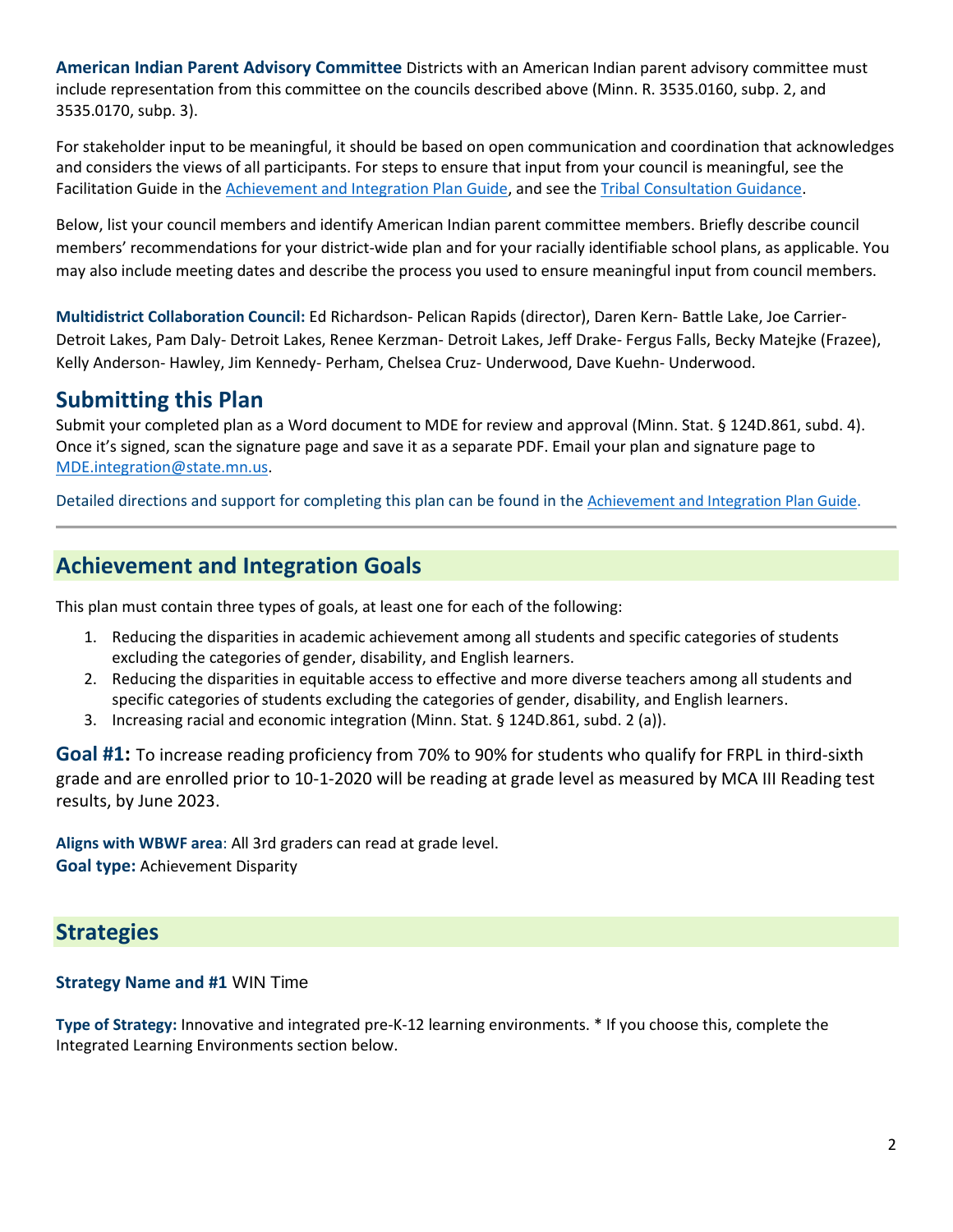**American Indian Parent Advisory Committee** Districts with an American Indian parent advisory committee must include representation from this committee on the councils described above (Minn. R. 3535.0160, subp. 2, and 3535.0170, subp. 3).

For stakeholder input to be meaningful, it should be based on open communication and coordination that acknowledges and considers the views of all participants. For steps to ensure that input from your council is meaningful, see the Facilitation Guide in the Achievement and Integration Plan Guide, and see the Tribal Consultation Guidance.

Below, list your council members and identify American Indian parent committee members. Briefly describe council members' recommendations for your district-wide plan and for your racially identifiable school plans, as applicable. You may also include meeting dates and describe the process you used to ensure meaningful input from council members.

**Multidistrict Collaboration Council:** Ed Richardson- Pelican Rapids (director), Daren Kern- Battle Lake, Joe Carrier- Detroit Lakes, Pam Daly- Detroit Lakes, Renee Kerzman- Detroit Lakes, Jeff Drake- Fergus Falls, Becky Matejke (Frazee), Kelly Anderson- Hawley, Jim Kennedy- Perham, Chelsea Cruz- Underwood, Dave Kuehn- Underwood.

## Submitting this Plan

Submit your completed plan as a Word document to MDE for review and approval (Minn. Stat. § 124D.861, subd. 4). Once it's signed, scan the signature page and save it as a separate PDF. Email your plan and signature page to MDE.integration@state.mn.us.

Detailed directions and support for completing this plan can be found in the Achievement and Integration Plan Guide.

---

## Achievement and Integration Goals

This plan must contain three types of goals, at least one for each of the following:

1. Reducing the disparities in academic achievement among all students and specific categories of students excluding the categories of gender, disability, and English learners.
2. Reducing the disparities in equitable access to effective and more diverse teachers among all students and specific categories of students excluding the categories of gender, disability, and English learners.
3. Increasing racial and economic integration (Minn. Stat. § 124D.861, subd. 2 (a)).

**Goal #1:** To increase reading proficiency from 70% to 90% for students who qualify for FRPL in third-sixth grade and are enrolled prior to 10-1-2020 will be reading at grade level as measured by MCA III Reading test results, by June 2023.

**Aligns with WBWF area**: All 3rd graders can read at grade level.
**Goal type:** Achievement Disparity

## Strategies

**Strategy Name and #1** WIN Time

**Type of Strategy:** Innovative and integrated pre-K-12 learning environments. * If you choose this, complete the Integrated Learning Environments section below.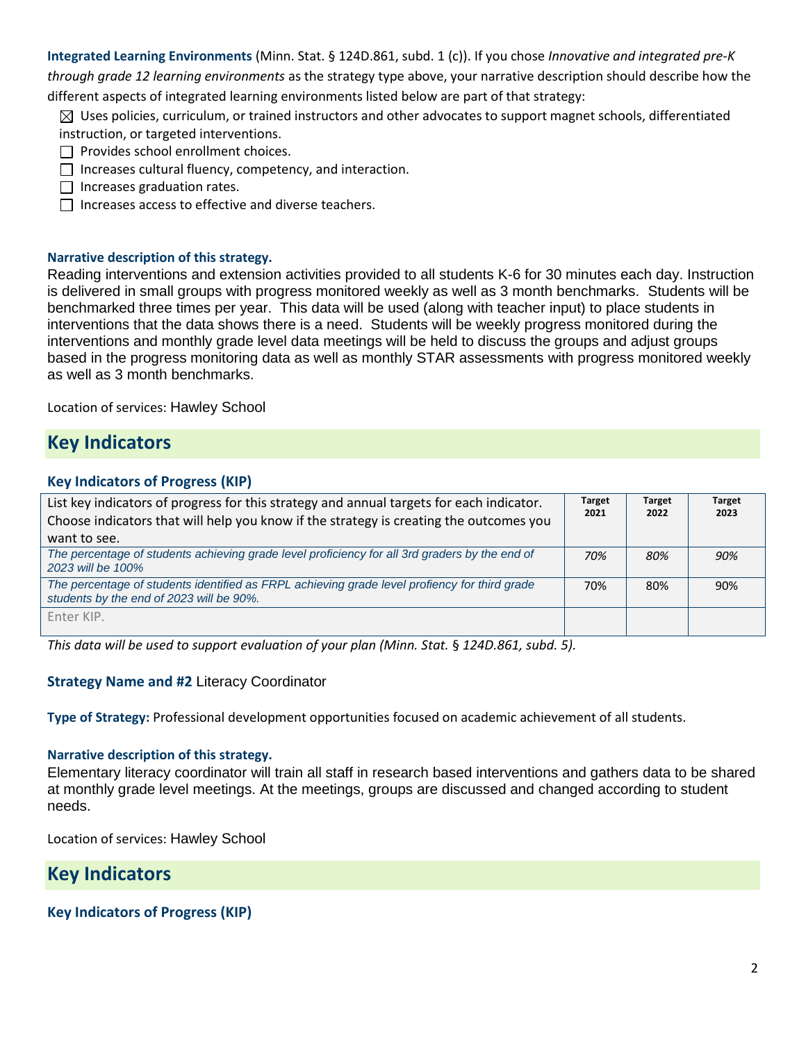**Integrated Learning Environments** (Minn. Stat. § 124D.861, subd. 1 (c)). If you chose *Innovative and integrated pre-K through grade 12 learning environments* as the strategy type above, your narrative description should describe how the different aspects of integrated learning environments listed below are part of that strategy:

- ☒ Uses policies, curriculum, or trained instructors and other advocates to support magnet schools, differentiated instruction, or targeted interventions.
- ☐ Provides school enrollment choices.
- ☐ Increases cultural fluency, competency, and interaction.
- ☐ Increases graduation rates.
- ☐ Increases access to effective and diverse teachers.

**Narrative description of this strategy.**

Reading interventions and extension activities provided to all students K-6 for 30 minutes each day. Instruction is delivered in small groups with progress monitored weekly as well as 3 month benchmarks. Students will be benchmarked three times per year. This data will be used (along with teacher input) to place students in interventions that the data shows there is a need. Students will be weekly progress monitored during the interventions and monthly grade level data meetings will be held to discuss the groups and adjust groups based in the progress monitoring data as well as monthly STAR assessments with progress monitored weekly as well as 3 month benchmarks.

Location of services: Hawley School

## Key Indicators

### Key Indicators of Progress (KIP)

| List key indicators of progress for this strategy and annual targets for each indicator. Choose indicators that will help you know if the strategy is creating the outcomes you want to see. | Target 2021 | Target 2022 | Target 2023 |
|---|---|---|---|
| *The percentage of students achieving grade level proficiency for all 3rd graders by the end of 2023 will be 100%* | *70%* | *80%* | *90%* |
| *The percentage of students identified as FRPL achieving grade level profiency for third grade students by the end of 2023 will be 90%.* | 70% | 80% | 90% |
| Enter KIP. | | | |

*This data will be used to support evaluation of your plan (Minn. Stat. § 124D.861, subd. 5).*

**Strategy Name and #2** Literacy Coordinator

**Type of Strategy:** Professional development opportunities focused on academic achievement of all students.

**Narrative description of this strategy.**

Elementary literacy coordinator will train all staff in research based interventions and gathers data to be shared at monthly grade level meetings. At the meetings, groups are discussed and changed according to student needs.

Location of services: Hawley School

## Key Indicators

### Key Indicators of Progress (KIP)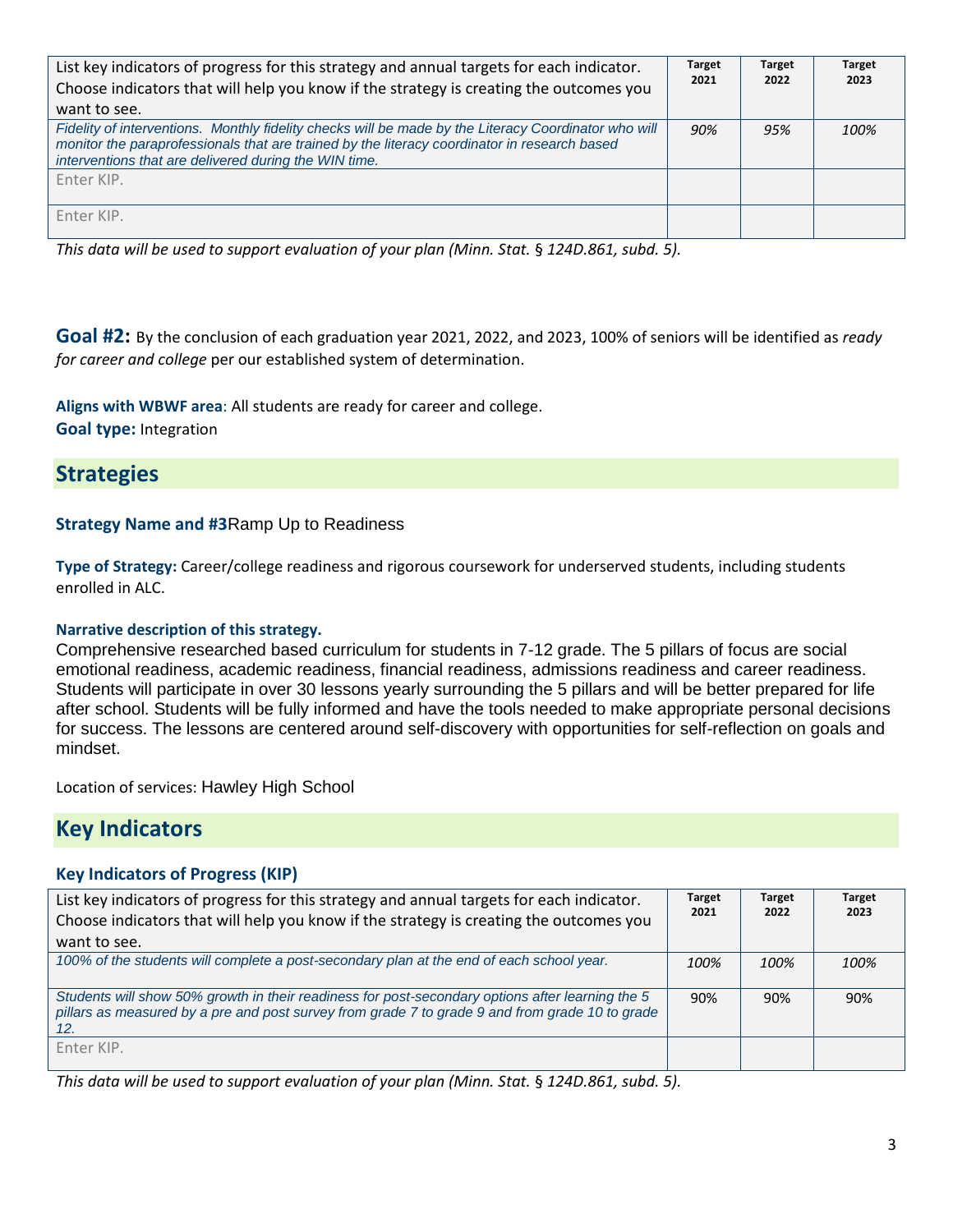| List key indicators of progress for this strategy and annual targets for each indicator. Choose indicators that will help you know if the strategy is creating the outcomes you want to see. | Target 2021 | Target 2022 | Target 2023 |
|---|---|---|---|
| *Fidelity of interventions. Monthly fidelity checks will be made by the Literacy Coordinator who will monitor the paraprofessionals that are trained by the literacy coordinator in research based interventions that are delivered during the WIN time.* | *90%* | *95%* | *100%* |
| Enter KIP. | | | |
| Enter KIP. | | | |

*This data will be used to support evaluation of your plan (Minn. Stat. § 124D.861, subd. 5).*

**Goal #2:** By the conclusion of each graduation year 2021, 2022, and 2023, 100% of seniors will be identified as *ready for career and college* per our established system of determination.

**Aligns with WBWF area**: All students are ready for career and college.

**Goal type:** Integration

## Strategies

**Strategy Name and #3**Ramp Up to Readiness

**Type of Strategy:** Career/college readiness and rigorous coursework for underserved students, including students enrolled in ALC.

**Narrative description of this strategy.**

Comprehensive researched based curriculum for students in 7-12 grade. The 5 pillars of focus are social emotional readiness, academic readiness, financial readiness, admissions readiness and career readiness. Students will participate in over 30 lessons yearly surrounding the 5 pillars and will be better prepared for life after school. Students will be fully informed and have the tools needed to make appropriate personal decisions for success. The lessons are centered around self-discovery with opportunities for self-reflection on goals and mindset.

Location of services: Hawley High School

## Key Indicators

### Key Indicators of Progress (KIP)

| List key indicators of progress for this strategy and annual targets for each indicator. Choose indicators that will help you know if the strategy is creating the outcomes you want to see. | Target 2021 | Target 2022 | Target 2023 |
|---|---|---|---|
| *100% of the students will complete a post-secondary plan at the end of each school year.* | *100%* | *100%* | *100%* |
| *Students will show 50% growth in their readiness for post-secondary options after learning the 5 pillars as measured by a pre and post survey from grade 7 to grade 9 and from grade 10 to grade 12.* | 90% | 90% | 90% |
| Enter KIP. | | | |

*This data will be used to support evaluation of your plan (Minn. Stat. § 124D.861, subd. 5).*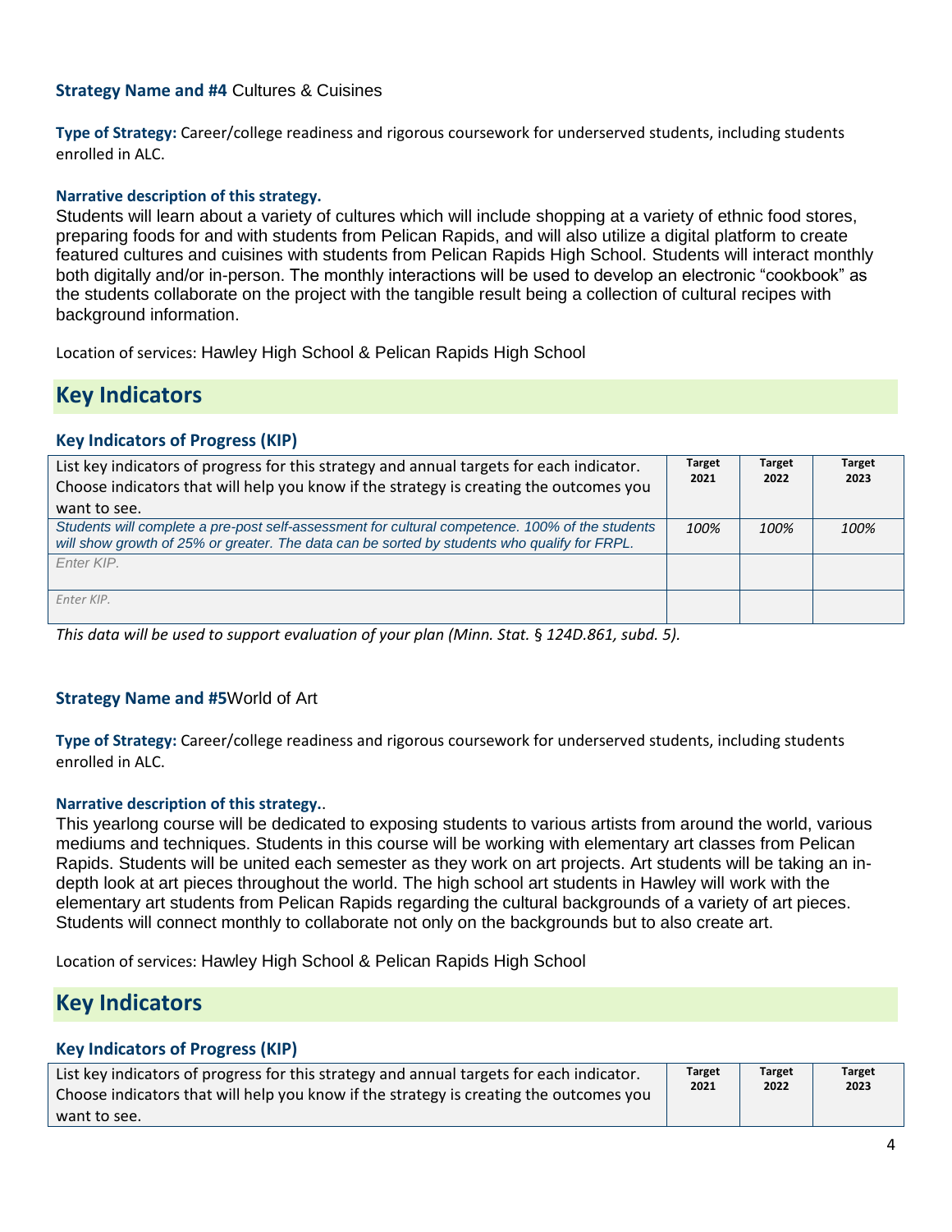**Strategy Name and #4** Cultures & Cuisines

**Type of Strategy:** Career/college readiness and rigorous coursework for underserved students, including students enrolled in ALC.

**Narrative description of this strategy.**

Students will learn about a variety of cultures which will include shopping at a variety of ethnic food stores, preparing foods for and with students from Pelican Rapids, and will also utilize a digital platform to create featured cultures and cuisines with students from Pelican Rapids High School. Students will interact monthly both digitally and/or in-person. The monthly interactions will be used to develop an electronic "cookbook" as the students collaborate on the project with the tangible result being a collection of cultural recipes with background information.

Location of services: Hawley High School & Pelican Rapids High School

## Key Indicators

### Key Indicators of Progress (KIP)

| List key indicators of progress for this strategy and annual targets for each indicator. Choose indicators that will help you know if the strategy is creating the outcomes you want to see. | Target 2021 | Target 2022 | Target 2023 |
|---|---|---|---|
| *Students will complete a pre-post self-assessment for cultural competence. 100% of the students will show growth of 25% or greater. The data can be sorted by students who qualify for FRPL.* | *100%* | *100%* | *100%* |
| *Enter KIP.* | | | |
| *Enter KIP.* | | | |

*This data will be used to support evaluation of your plan (Minn. Stat. § 124D.861, subd. 5).*

**Strategy Name and #5**World of Art

**Type of Strategy:** Career/college readiness and rigorous coursework for underserved students, including students enrolled in ALC.

**Narrative description of this strategy.**.

This yearlong course will be dedicated to exposing students to various artists from around the world, various mediums and techniques. Students in this course will be working with elementary art classes from Pelican Rapids. Students will be united each semester as they work on art projects. Art students will be taking an in-depth look at art pieces throughout the world. The high school art students in Hawley will work with the elementary art students from Pelican Rapids regarding the cultural backgrounds of a variety of art pieces. Students will connect monthly to collaborate not only on the backgrounds but to also create art.

Location of services: Hawley High School & Pelican Rapids High School

## Key Indicators

### Key Indicators of Progress (KIP)

| List key indicators of progress for this strategy and annual targets for each indicator. Choose indicators that will help you know if the strategy is creating the outcomes you want to see. | Target 2021 | Target 2022 | Target 2023 |
|---|---|---|---|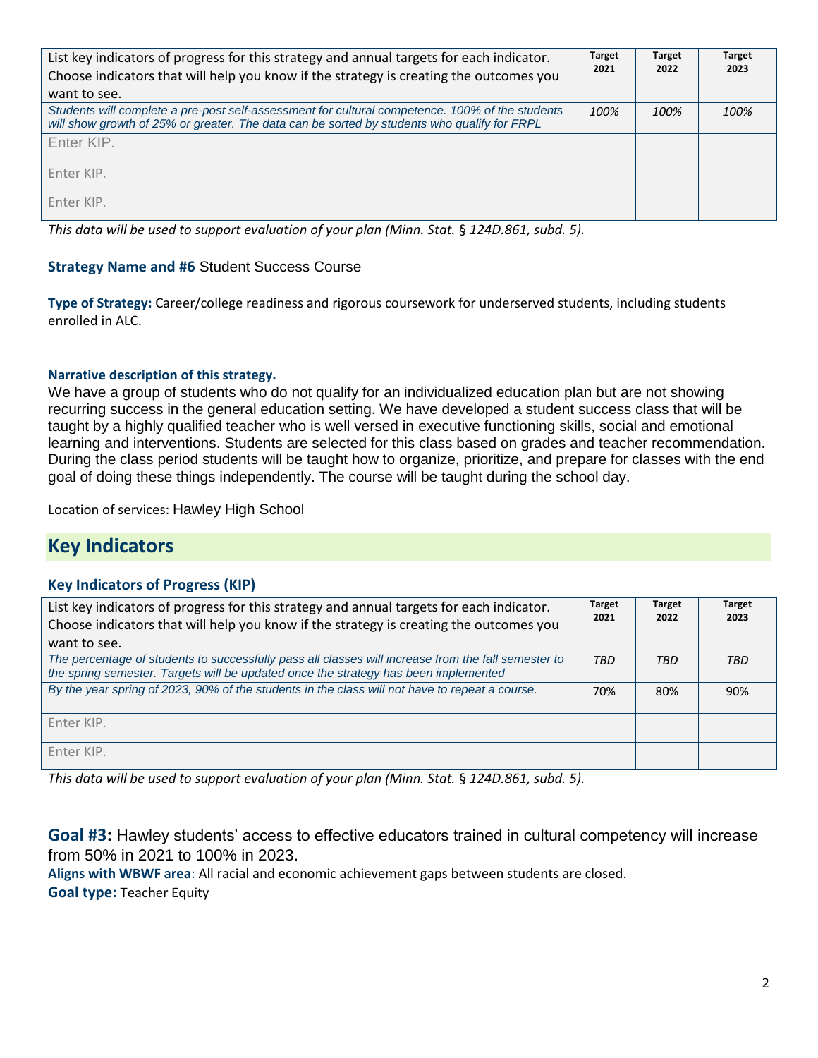| List key indicators of progress for this strategy and annual targets for each indicator. Choose indicators that will help you know if the strategy is creating the outcomes you want to see. | Target 2021 | Target 2022 | Target 2023 |
|---|---|---|---|
| *Students will complete a pre-post self-assessment for cultural competence. 100% of the students will show growth of 25% or greater. The data can be sorted by students who qualify for FRPL* | *100%* | *100%* | *100%* |
| Enter KIP. | | | |
| Enter KIP. | | | |
| Enter KIP. | | | |

*This data will be used to support evaluation of your plan (Minn. Stat. § 124D.861, subd. 5).*

**Strategy Name and #6** Student Success Course

**Type of Strategy:** Career/college readiness and rigorous coursework for underserved students, including students enrolled in ALC.

**Narrative description of this strategy.**

We have a group of students who do not qualify for an individualized education plan but are not showing recurring success in the general education setting. We have developed a student success class that will be taught by a highly qualified teacher who is well versed in executive functioning skills, social and emotional learning and interventions. Students are selected for this class based on grades and teacher recommendation. During the class period students will be taught how to organize, prioritize, and prepare for classes with the end goal of doing these things independently. The course will be taught during the school day.

Location of services: Hawley High School

## Key Indicators

### Key Indicators of Progress (KIP)

| List key indicators of progress for this strategy and annual targets for each indicator. Choose indicators that will help you know if the strategy is creating the outcomes you want to see. | Target 2021 | Target 2022 | Target 2023 |
|---|---|---|---|
| *The percentage of students to successfully pass all classes will increase from the fall semester to the spring semester. Targets will be updated once the strategy has been implemented* | *TBD* | *TBD* | *TBD* |
| *By the year spring of 2023, 90% of the students in the class will not have to repeat a course.* | 70% | 80% | 90% |
| Enter KIP. | | | |
| Enter KIP. | | | |

*This data will be used to support evaluation of your plan (Minn. Stat. § 124D.861, subd. 5).*

**Goal #3:** Hawley students' access to effective educators trained in cultural competency will increase from 50% in 2021 to 100% in 2023.

**Aligns with WBWF area**: All racial and economic achievement gaps between students are closed.

**Goal type:** Teacher Equity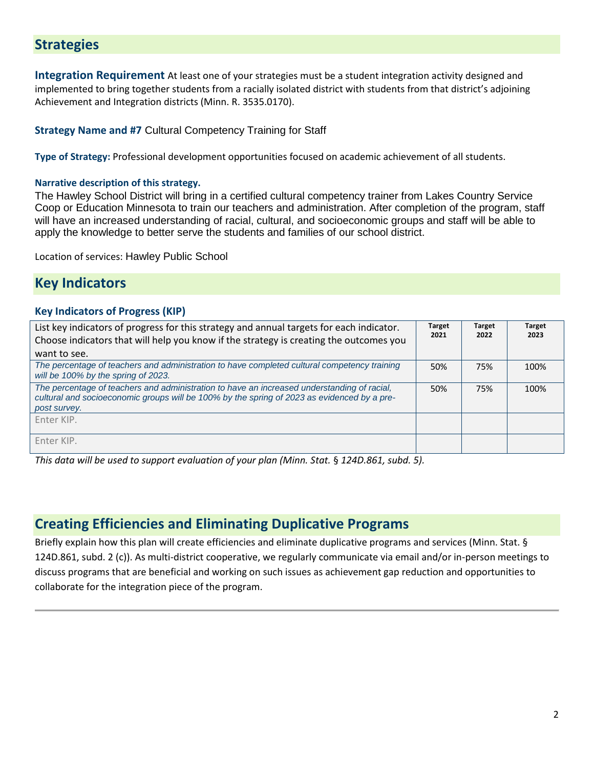## Strategies

**Integration Requirement** At least one of your strategies must be a student integration activity designed and implemented to bring together students from a racially isolated district with students from that district's adjoining Achievement and Integration districts (Minn. R. 3535.0170).

**Strategy Name and #7** Cultural Competency Training for Staff

**Type of Strategy:** Professional development opportunities focused on academic achievement of all students.

**Narrative description of this strategy.**

The Hawley School District will bring in a certified cultural competency trainer from Lakes Country Service Coop or Education Minnesota to train our teachers and administration. After completion of the program, staff will have an increased understanding of racial, cultural, and socioeconomic groups and staff will be able to apply the knowledge to better serve the students and families of our school district.

Location of services: Hawley Public School

## Key Indicators

### Key Indicators of Progress (KIP)

| List key indicators of progress for this strategy and annual targets for each indicator. Choose indicators that will help you know if the strategy is creating the outcomes you want to see. | Target 2021 | Target 2022 | Target 2023 |
|---|---|---|---|
| *The percentage of teachers and administration to have completed cultural competency training will be 100% by the spring of 2023.* | 50% | 75% | 100% |
| *The percentage of teachers and administration to have an increased understanding of racial, cultural and socioeconomic groups will be 100% by the spring of 2023 as evidenced by a pre-post survey.* | 50% | 75% | 100% |
| Enter KIP. | | | |
| Enter KIP. | | | |

*This data will be used to support evaluation of your plan (Minn. Stat. § 124D.861, subd. 5).*

## Creating Efficiencies and Eliminating Duplicative Programs

Briefly explain how this plan will create efficiencies and eliminate duplicative programs and services (Minn. Stat. § 124D.861, subd. 2 (c)). As multi-district cooperative, we regularly communicate via email and/or in-person meetings to discuss programs that are beneficial and working on such issues as achievement gap reduction and opportunities to collaborate for the integration piece of the program.